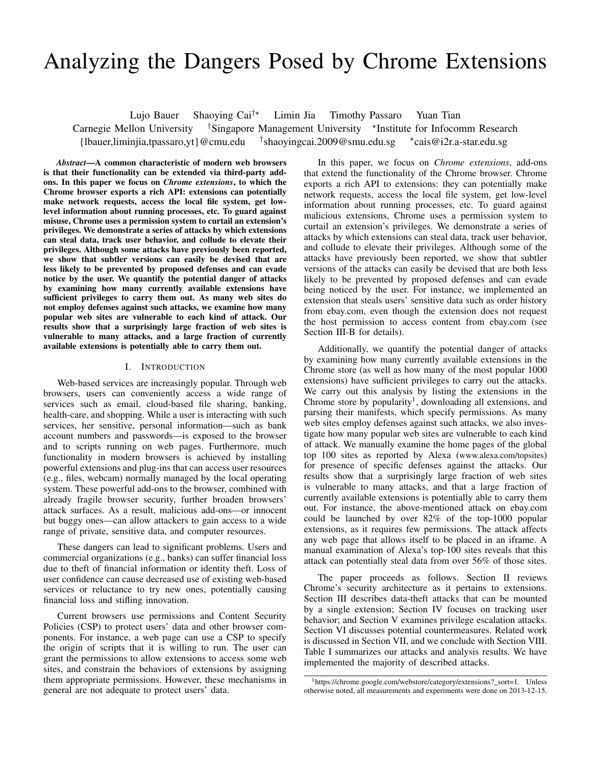# Analyzing the Dangers Posed by Chrome Extensions

Lujo Bauer Shaoying Cai[†⋆] Limin Jia Timothy Passaro Yuan Tian

Carnegie Mellon University [†]Singapore Management University [⋆]Institute for Infocomm Research

{lbauer,liminjia,tpassaro,yt}@cmu.edu [†]shaoyingcai.2009@smu.edu.sg [⋆]cais@i2r.a-star.edu.sg

***Abstract*—A common characteristic of modern web browsers is that their functionality can be extended via third-party add-ons. In this paper we focus on *Chrome extensions*, to which the Chrome browser exports a rich API: extensions can potentially make network requests, access the local file system, get low-level information about running processes, etc. To guard against misuse, Chrome uses a permission system to curtail an extension's privileges. We demonstrate a series of attacks by which extensions can steal data, track user behavior, and collude to elevate their privileges. Although some attacks have previously been reported, we show that subtler versions can easily be devised that are less likely to be prevented by proposed defenses and can evade notice by the user. We quantify the potential danger of attacks by examining how many currently available extensions have sufficient privileges to carry them out. As many web sites do not employ defenses against such attacks, we examine how many popular web sites are vulnerable to each kind of attack. Our results show that a surprisingly large fraction of web sites is vulnerable to many attacks, and a large fraction of currently available extensions is potentially able to carry them out.**

## I. Introduction

Web-based services are increasingly popular. Through web browsers, users can conveniently access a wide range of services such as email, cloud-based file sharing, banking, health-care, and shopping. While a user is interacting with such services, her sensitive, personal information—such as bank account numbers and passwords—is exposed to the browser and to scripts running on web pages. Furthermore, much functionality in modern browsers is achieved by installing powerful extensions and plug-ins that can access user resources (e.g., files, webcam) normally managed by the local operating system. These powerful add-ons to the browser, combined with already fragile browser security, further broaden browsers' attack surfaces. As a result, malicious add-ons—or innocent but buggy ones—can allow attackers to gain access to a wide range of private, sensitive data, and computer resources.

These dangers can lead to significant problems. Users and commercial organizations (e.g., banks) can suffer financial loss due to theft of financial information or identity theft. Loss of user confidence can cause decreased use of existing web-based services or reluctance to try new ones, potentially causing financial loss and stifling innovation.

Current browsers use permissions and Content Security Policies (CSP) to protect users' data and other browser components. For instance, a web page can use a CSP to specify the origin of scripts that it is willing to run. The user can grant the permissions to allow extensions to access some web sites, and constrain the behaviors of extensions by assigning them appropriate permissions. However, these mechanisms in general are not adequate to protect users' data.

In this paper, we focus on *Chrome extensions*, add-ons that extend the functionality of the Chrome browser. Chrome exports a rich API to extensions: they can potentially make network requests, access the local file system, get low-level information about running processes, etc. To guard against malicious extensions, Chrome uses a permission system to curtail an extension's privileges. We demonstrate a series of attacks by which extensions can steal data, track user behavior, and collude to elevate their privileges. Although some of the attacks have previously been reported, we show that subtler versions of the attacks can easily be devised that are both less likely to be prevented by proposed defenses and can evade being noticed by the user. For instance, we implemented an extension that steals users' sensitive data such as order history from ebay.com, even though the extension does not request the host permission to access content from ebay.com (see Section III-B for details).

Additionally, we quantify the potential danger of attacks by examining how many currently available extensions in the Chrome store (as well as how many of the most popular 1000 extensions) have sufficient privileges to carry out the attacks. We carry out this analysis by listing the extensions in the Chrome store by popularity[1], downloading all extensions, and parsing their manifests, which specify permissions. As many web sites employ defenses against such attacks, we also investigate how many popular web sites are vulnerable to each kind of attack. We manually examine the home pages of the global top 100 sites as reported by Alexa (www.alexa.com/topsites) for presence of specific defenses against the attacks. Our results show that a surprisingly large fraction of web sites is vulnerable to many attacks, and that a large fraction of currently available extensions is potentially able to carry them out. For instance, the above-mentioned attack on ebay.com could be launched by over 82% of the top-1000 popular extensions, as it requires few permissions. The attack affects any web page that allows itself to be placed in an iframe. A manual examination of Alexa's top-100 sites reveals that this attack can potentially steal data from over 56% of those sites.

The paper proceeds as follows. Section II reviews Chrome's security architecture as it pertains to extensions. Section III describes data-theft attacks that can be mounted by a single extension; Section IV focuses on tracking user behavior; and Section V examines privilege escalation attacks. Section VI discusses potential countermeasures. Related work is discussed in Section VII, and we conclude with Section VIII. Table I summarizes our attacks and analysis results. We have implemented the majority of described attacks.

[1] https://chrome.google.com/webstore/category/extensions?_sort=1. Unless otherwise noted, all measurements and experiments were done on 2013-12-15.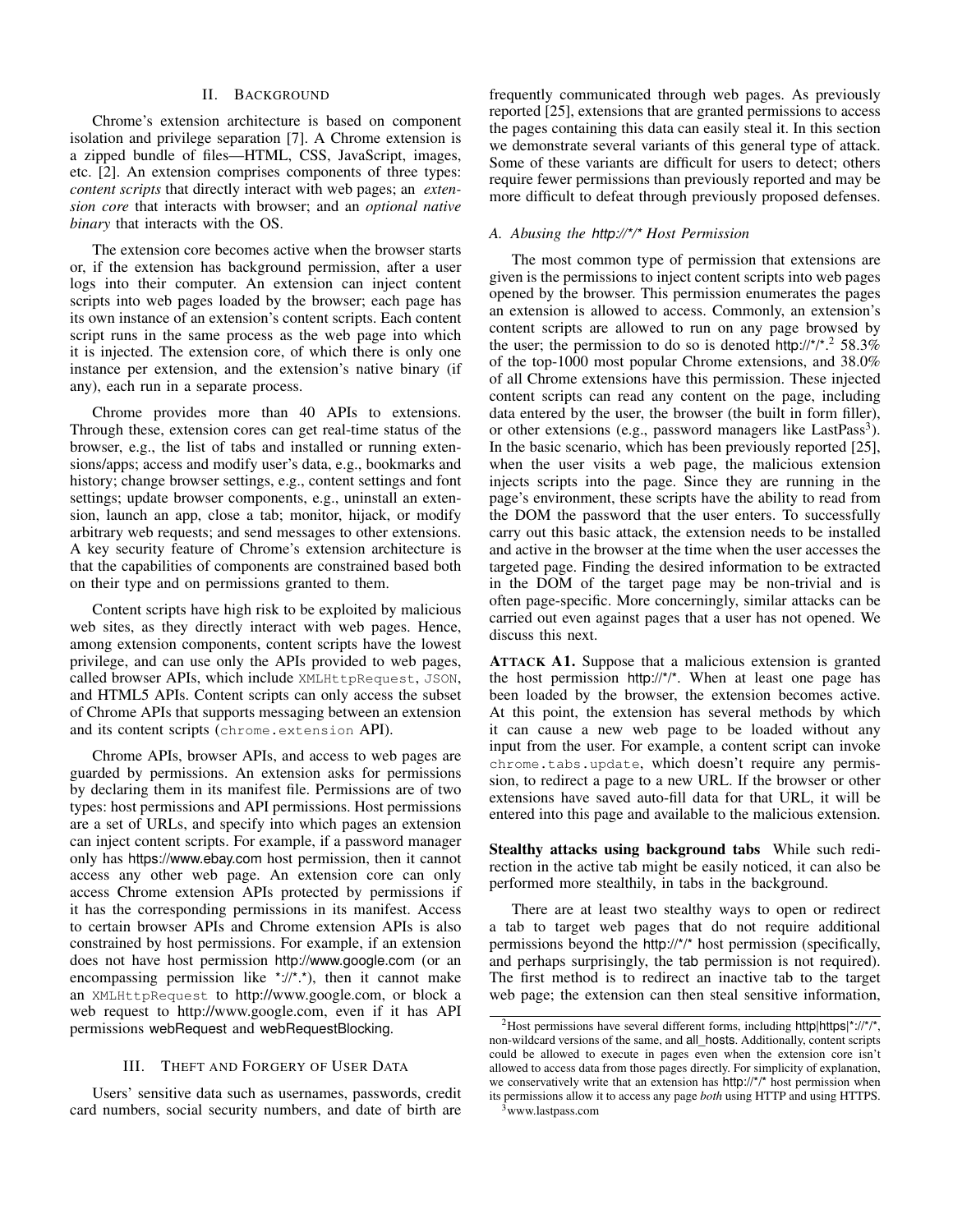## II. Background

Chrome's extension architecture is based on component isolation and privilege separation [7]. A Chrome extension is a zipped bundle of files—HTML, CSS, JavaScript, images, etc. [2]. An extension comprises components of three types: *content scripts* that directly interact with web pages; an *extension core* that interacts with browser; and an *optional native binary* that interacts with the OS.

The extension core becomes active when the browser starts or, if the extension has background permission, after a user logs into their computer. An extension can inject content scripts into web pages loaded by the browser; each page has its own instance of an extension's content scripts. Each content script runs in the same process as the web page into which it is injected. The extension core, of which there is only one instance per extension, and the extension's native binary (if any), each run in a separate process.

Chrome provides more than 40 APIs to extensions. Through these, extension cores can get real-time status of the browser, e.g., the list of tabs and installed or running extensions/apps; access and modify user's data, e.g., bookmarks and history; change browser settings, e.g., content settings and font settings; update browser components, e.g., uninstall an extension, launch an app, close a tab; monitor, hijack, or modify arbitrary web requests; and send messages to other extensions. A key security feature of Chrome's extension architecture is that the capabilities of components are constrained based both on their type and on permissions granted to them.

Content scripts have high risk to be exploited by malicious web sites, as they directly interact with web pages. Hence, among extension components, content scripts have the lowest privilege, and can use only the APIs provided to web pages, called browser APIs, which include `XMLHttpRequest`, `JSON`, and HTML5 APIs. Content scripts can only access the subset of Chrome APIs that supports messaging between an extension and its content scripts (`chrome.extension` API).

Chrome APIs, browser APIs, and access to web pages are guarded by permissions. An extension asks for permissions by declaring them in its manifest file. Permissions are of two types: host permissions and API permissions. Host permissions are a set of URLs, and specify into which pages an extension can inject content scripts. For example, if a password manager only has https://www.ebay.com host permission, then it cannot access any other web page. An extension core can only access Chrome extension APIs protected by permissions if it has the corresponding permissions in its manifest. Access to certain browser APIs and Chrome extension APIs is also constrained by host permissions. For example, if an extension does not have host permission http://www.google.com (or an encompassing permission like *://*.*), then it cannot make an `XMLHttpRequest` to http://www.google.com, or block a web request to http://www.google.com, even if it has API permissions webRequest and webRequestBlocking.

## III. Theft and Forgery of User Data

Users' sensitive data such as usernames, passwords, credit card numbers, social security numbers, and date of birth are frequently communicated through web pages. As previously reported [25], extensions that are granted permissions to access the pages containing this data can easily steal it. In this section we demonstrate several variants of this general type of attack. Some of these variants are difficult for users to detect; others require fewer permissions than previously reported and may be more difficult to defeat through previously proposed defenses.

### A. Abusing the http://*/* Host Permission

The most common type of permission that extensions are given is the permissions to inject content scripts into web pages opened by the browser. This permission enumerates the pages an extension is allowed to access. Commonly, an extension's content scripts are allowed to run on any page browsed by the user; the permission to do so is denoted http://*/*.[2] 58.3% of the top-1000 most popular Chrome extensions, and 38.0% of all Chrome extensions have this permission. These injected content scripts can read any content on the page, including data entered by the user, the browser (the built in form filler), or other extensions (e.g., password managers like LastPass[3]). In the basic scenario, which has been previously reported [25], when the user visits a web page, the malicious extension injects scripts into the page. Since they are running in the page's environment, these scripts have the ability to read from the DOM the password that the user enters. To successfully carry out this basic attack, the extension needs to be installed and active in the browser at the time when the user accesses the targeted page. Finding the desired information to be extracted in the DOM of the target page may be non-trivial and is often page-specific. More concerningly, similar attacks can be carried out even against pages that a user has not opened. We discuss this next.

**Attack A1.** Suppose that a malicious extension is granted the host permission http://*/*. When at least one page has been loaded by the browser, the extension becomes active. At this point, the extension has several methods by which it can cause a new web page to be loaded without any input from the user. For example, a content script can invoke `chrome.tabs.update`, which doesn't require any permission, to redirect a page to a new URL. If the browser or other extensions have saved auto-fill data for that URL, it will be entered into this page and available to the malicious extension.

**Stealthy attacks using background tabs** While such redirection in the active tab might be easily noticed, it can also be performed more stealthily, in tabs in the background.

There are at least two stealthy ways to open or redirect a tab to target web pages that do not require additional permissions beyond the http://*/* host permission (specifically, and perhaps surprisingly, the tab permission is not required). The first method is to redirect an inactive tab to the target web page; the extension can then steal sensitive information,

[2] Host permissions have several different forms, including http|https|*://*/*, non-wildcard versions of the same, and all_hosts. Additionally, content scripts could be allowed to execute in pages even when the extension core isn't allowed to access data from those pages directly. For simplicity of explanation, we conservatively write that an extension has http://*/* host permission when its permissions allow it to access any page *both* using HTTP and using HTTPS.

[3] www.lastpass.com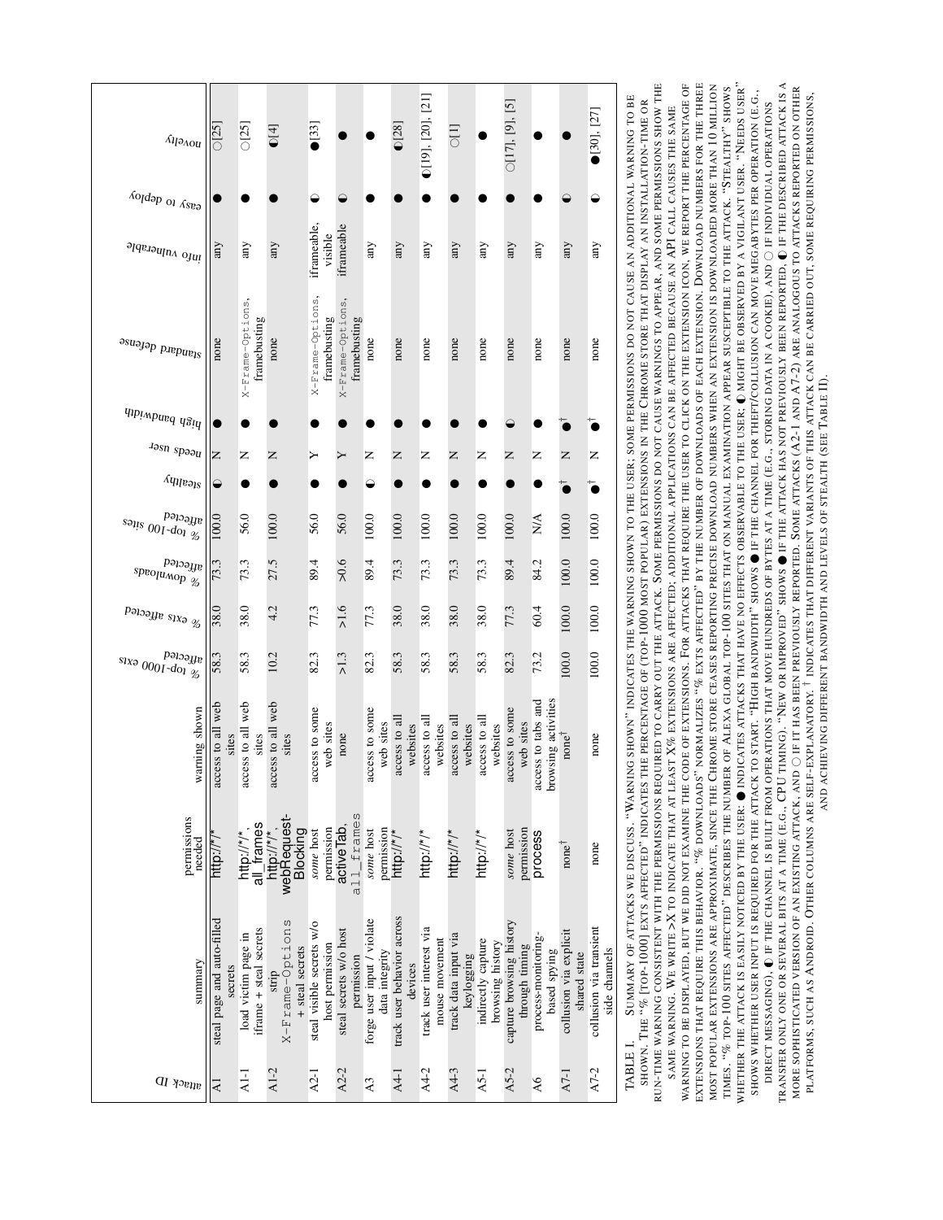| attack ID | summary | permissions needed | warning shown | % top-1000 exts affected | % exts affected | % downloads affected | % top-100 sites affected | stealthy | needs user | high bandwidth | standard defense | info vulnerable | easy to deploy | novelty |
|---|---|---|---|---|---|---|---|---|---|---|---|---|---|---|
| A1 | steal page and auto-filled secrets | http://*/* | access to all web sites | 58.3 | 38.0 | 73.3 | 100.0 | ◐ | N | ● | none | any | ● | ○[25] |
| A1-1 | load victim page in iframe + steal secrets | http://*/*, all_frames | access to all web sites | 58.3 | 38.0 | 73.3 | 56.0 | ● | N | ● | X-Frame-Options, framebusting | any | ● | ○[25] |
| A1-2 | strip X-Frame-Options + steal secrets | http://*/*, webRequest-Blocking | access to all web sites | 10.2 | 4.2 | 27.5 | 100.0 | ● | N | ● | none | any | ● | ◐[4] |
| A2-1 | steal visible secrets w/o host permission | *some* host permission | access to some web sites | 82.3 | 77.3 | 89.4 | 56.0 | ● | Y | ● | X-Frame-Options, framebusting | iframeable, visible | ◐ | ●[33] |
| A2-2 | steal secrets w/o host permission | activeTab, all_frames | none | >1.3 | >1.6 | >0.6 | 56.0 | ● | Y | ● | X-Frame-Options, framebusting | iframeable | ◐ | ● |
| A3 | forge user input / violate data integrity | *some* host permission | access to some web sites | 82.3 | 77.3 | 89.4 | 100.0 | ◐ | N | ● | none | any | ● | ● |
| A4-1 | track user behavior across devices | http://*/* | access to all websites | 58.3 | 38.0 | 73.3 | 100.0 | ● | N | ● | none | any | ● | ◐[28] |
| A4-2 | track user interest via mouse movement | http://*/* | access to all websites | 58.3 | 38.0 | 73.3 | 100.0 | ● | N | ● | none | any | ● | ◐[19], [20], [21] |
| A4-3 | track data input via keylogging | http://*/* | access to all websites | 58.3 | 38.0 | 73.3 | 100.0 | ● | N | ● | none | any | ● | ○[1] |
| A5-1 | indirectly capture browsing history | http://*/* | access to all websites | 58.3 | 38.0 | 73.3 | 100.0 | ● | N | ● | none | any | ● | ● |
| A5-2 | capture browsing history through timing | *some* host permission | access to some web sites | 82.3 | 77.3 | 89.4 | 100.0 | ● | N | ◐ | none | any | ● | ○[17], [9], [5] |
| A6 | process-monitoring-based spying | process | access to tabs and browsing activities | 73.2 | 60.4 | 84.2 | N/A | ● | N | ● | none | any | ● | ● |
| A7-1 | collusion via explicit shared state | none† | none† | 100.0 | 100.0 | 100.0 | 100.0 | ●† | N | ●† | none | any | ◐ | ● |
| A7-2 | collusion via transient side channels | none | none | 100.0 | 100.0 | 100.0 | 100.0 | ●† | N | ●† | none | any | ◐ | ●[30], [27] |

TABLE I. Summary of attacks we discuss. "Warning shown" indicates the warning shown to the user; some permissions do not cause an additional warning to be shown. The "% [top-1000] exts affected" indicates the percentage of (top-1000 most popular) extensions in the Chrome store that display an installation-time or run-time warning consistent with the permissions required to carry out the attack. Some permissions do not cause warnings to appear, and some permissions show the same warning. We write >X to indicate that at least X% extensions are affected; additional applications can be affected because an API call causes the same warning to be displayed, but we did not examine the code of extensions. For attacks that require the user to click on the extension icon, we report the percentage of extensions that require this behavior. "% downloads" normalizes "% exts affected" by the number of downloads of each extension. Download numbers for the three most popular extensions are approximate, since the Chrome store ceases reporting precise download numbers when an extension is downloaded more than 10 million times. "% top-100 sites affected" describes the number of Alexa global top-100 sites that on manual examination appear susceptible to the attack. "Stealthy" shows whether the attack is easily noticed by the user: ● indicates attacks that have no effects observable to the user, ◐ might be observed by a vigilant user. "Needs user" shows whether user input is required for the attack to start. "High bandwidth" shows ● if the channel for theft/collusion can move megabytes per operation (e.g., direct messaging), ◐ if the channel is built from operations that move hundreds of bytes at a time (e.g., storing data in a cookie), and ○ if individual operations transfer only one or several bits at a time (e.g., CPU timing). "New or improved" shows ● if the attack has not previously been reported, ◐ if the described attack is a more sophisticated version of an existing attack, and ○ if it has been previously reported. Some attacks (A2-1 and A7-2) are analogous to attacks reported on other platforms, such as Android. Other columns are self-explanatory. † indicates that different variants of this attack can be carried out, some requiring permissions, and achieving different bandwidth and levels of stealth (see Table II).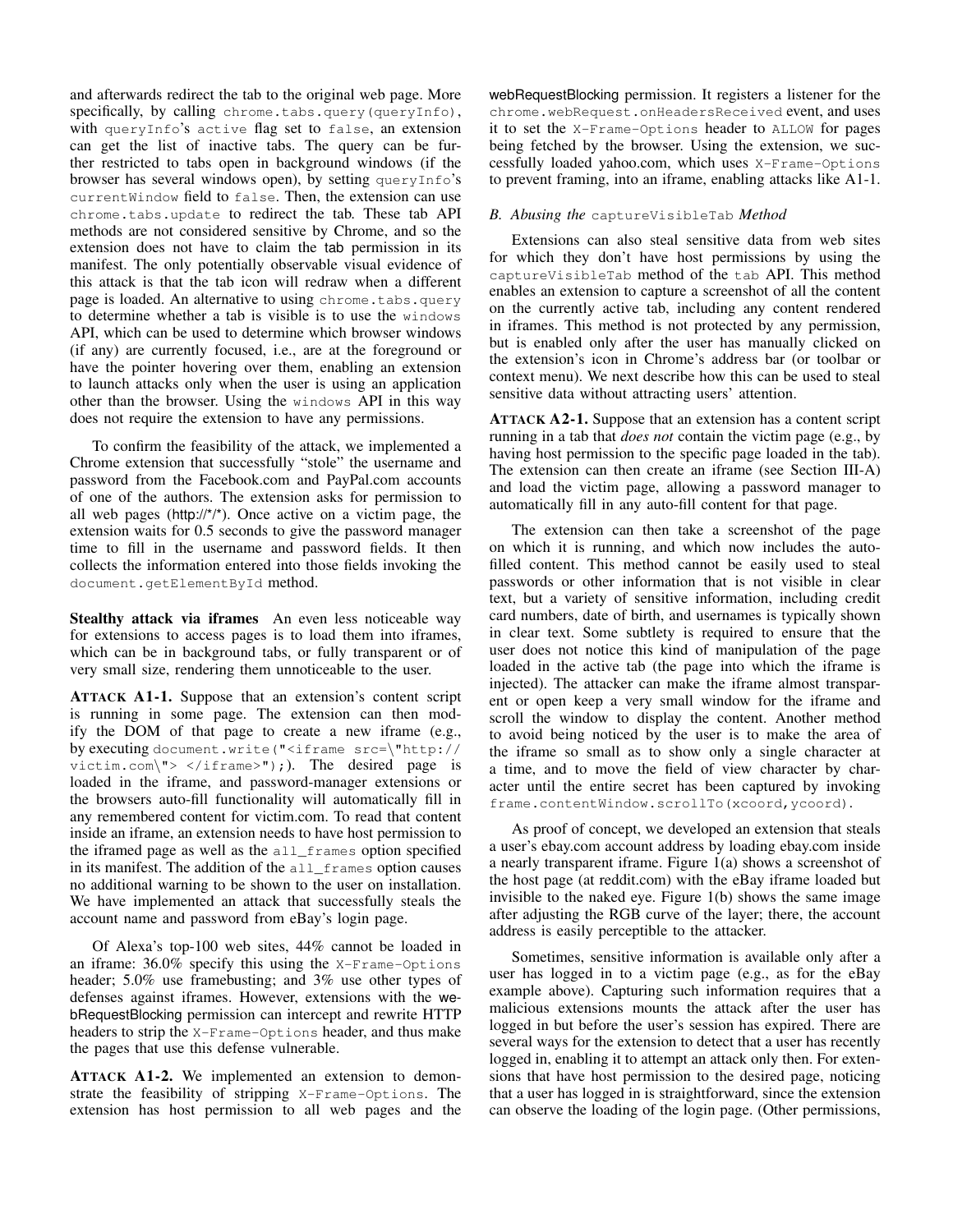and afterwards redirect the tab to the original web page. More specifically, by calling `chrome.tabs.query(queryInfo)`, with `queryInfo`'s `active` flag set to `false`, an extension can get the list of inactive tabs. The query can be further restricted to tabs open in background windows (if the browser has several windows open), by setting `queryInfo`'s `currentWindow` field to `false`. Then, the extension can use `chrome.tabs.update` to redirect the tab. These tab API methods are not considered sensitive by Chrome, and so the extension does not have to claim the tab permission in its manifest. The only potentially observable visual evidence of this attack is that the tab icon will redraw when a different page is loaded. An alternative to using `chrome.tabs.query` to determine whether a tab is visible is to use the `windows` API, which can be used to determine which browser windows (if any) are currently focused, i.e., are at the foreground or have the pointer hovering over them, enabling an extension to launch attacks only when the user is using an application other than the browser. Using the `windows` API in this way does not require the extension to have any permissions.

To confirm the feasibility of the attack, we implemented a Chrome extension that successfully "stole" the username and password from the Facebook.com and PayPal.com accounts of one of the authors. The extension asks for permission to all web pages (http://*/*). Once active on a victim page, the extension waits for 0.5 seconds to give the password manager time to fill in the username and password fields. It then collects the information entered into those fields invoking the `document.getElementById` method.

**Stealthy attack via iframes** An even less noticeable way for extensions to access pages is to load them into iframes, which can be in background tabs, or fully transparent or of very small size, rendering them unnoticeable to the user.

**ATTACK A1-1.** Suppose that an extension's content script is running in some page. The extension can then modify the DOM of that page to create a new iframe (e.g., by executing `document.write("<iframe src=\"http://victim.com\"> </iframe>");`). The desired page is loaded in the iframe, and password-manager extensions or the browsers auto-fill functionality will automatically fill in any remembered content for victim.com. To read that content inside an iframe, an extension needs to have host permission to the iframed page as well as the `all_frames` option specified in its manifest. The addition of the `all_frames` option causes no additional warning to be shown to the user on installation. We have implemented an attack that successfully steals the account name and password from eBay's login page.

Of Alexa's top-100 web sites, 44% cannot be loaded in an iframe: 36.0% specify this using the `X-Frame-Options` header; 5.0% use framebusting; and 3% use other types of defenses against iframes. However, extensions with the webRequestBlocking permission can intercept and rewrite HTTP headers to strip the `X-Frame-Options` header, and thus make the pages that use this defense vulnerable.

**ATTACK A1-2.** We implemented an extension to demonstrate the feasibility of stripping `X-Frame-Options`. The extension has host permission to all web pages and the webRequestBlocking permission. It registers a listener for the `chrome.webRequest.onHeadersReceived` event, and uses it to set the `X-Frame-Options` header to `ALLOW` for pages being fetched by the browser. Using the extension, we successfully loaded yahoo.com, which uses `X-Frame-Options` to prevent framing, into an iframe, enabling attacks like A1-1.

### *B. Abusing the* `captureVisibleTab` *Method*

Extensions can also steal sensitive data from web sites for which they don't have host permissions by using the `captureVisibleTab` method of the `tab` API. This method enables an extension to capture a screenshot of all the content on the currently active tab, including any content rendered in iframes. This method is not protected by any permission, but is enabled only after the user has manually clicked on the extension's icon in Chrome's address bar (or toolbar or context menu). We next describe how this can be used to steal sensitive data without attracting users' attention.

**ATTACK A2-1.** Suppose that an extension has a content script running in a tab that *does not* contain the victim page (e.g., by having host permission to the specific page loaded in the tab). The extension can then create an iframe (see Section III-A) and load the victim page, allowing a password manager to automatically fill in any auto-fill content for that page.

The extension can then take a screenshot of the page on which it is running, and which now includes the auto-filled content. This method cannot be easily used to steal passwords or other information that is not visible in clear text, but a variety of sensitive information, including credit card numbers, date of birth, and usernames is typically shown in clear text. Some subtlety is required to ensure that the user does not notice this kind of manipulation of the page loaded in the active tab (the page into which the iframe is injected). The attacker can make the iframe almost transparent or open keep a very small window for the iframe and scroll the window to display the content. Another method to avoid being noticed by the user is to make the area of the iframe so small as to show only a single character at a time, and to move the field of view character by character until the entire secret has been captured by invoking `frame.contentWindow.scrollTo(xcoord,ycoord)`.

As proof of concept, we developed an extension that steals a user's ebay.com account address by loading ebay.com inside a nearly transparent iframe. Figure 1(a) shows a screenshot of the host page (at reddit.com) with the eBay iframe loaded but invisible to the naked eye. Figure 1(b) shows the same image after adjusting the RGB curve of the layer; there, the account address is easily perceptible to the attacker.

Sometimes, sensitive information is available only after a user has logged in to a victim page (e.g., as for the eBay example above). Capturing such information requires that a malicious extensions mounts the attack after the user has logged in but before the user's session has expired. There are several ways for the extension to detect that a user has recently logged in, enabling it to attempt an attack only then. For extensions that have host permission to the desired page, noticing that a user has logged in is straightforward, since the extension can observe the loading of the login page. (Other permissions,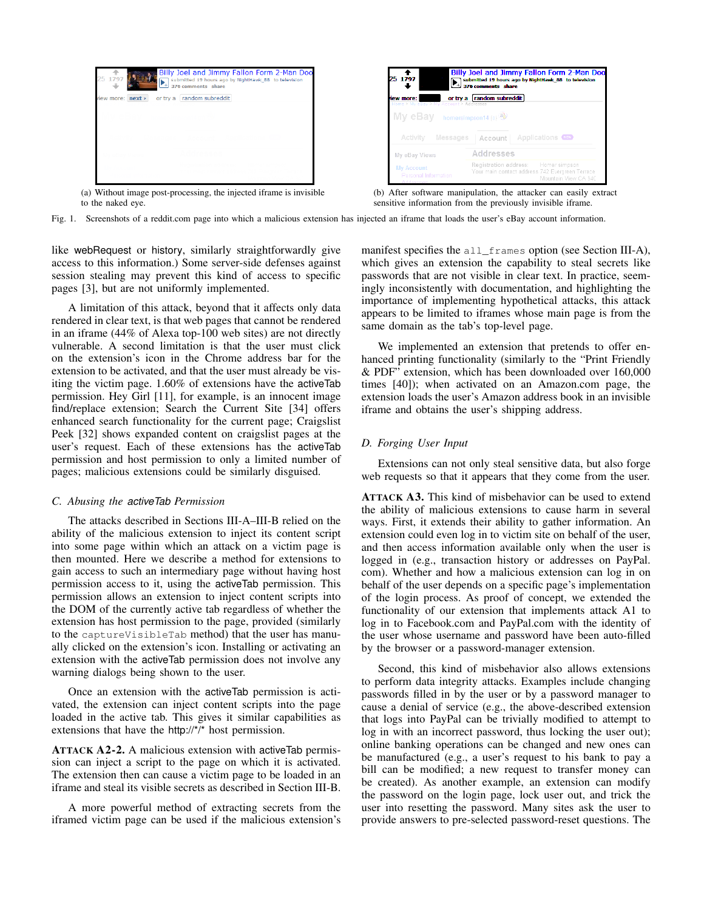(a) Without image post-processing, the injected iframe is invisible to the naked eye.

(b) After software manipulation, the attacker can easily extract sensitive information from the previously invisible iframe.

Fig. 1. Screenshots of a reddit.com page into which a malicious extension has injected an iframe that loads the user's eBay account information.

like webRequest or history, similarly straightforwardly give access to this information.) Some server-side defenses against session stealing may prevent this kind of access to specific pages [3], but are not uniformly implemented.

A limitation of this attack, beyond that it affects only data rendered in clear text, is that web pages that cannot be rendered in an iframe (44% of Alexa top-100 web sites) are not directly vulnerable. A second limitation is that the user must click on the extension's icon in the Chrome address bar for the extension to be activated, and that the user must already be visiting the victim page. 1.60% of extensions have the activeTab permission. Hey Girl [11], for example, is an innocent image find/replace extension; Search the Current Site [34] offers enhanced search functionality for the current page; Craigslist Peek [32] shows expanded content on craigslist pages at the user's request. Each of these extensions has the activeTab permission and host permission to only a limited number of pages; malicious extensions could be similarly disguised.

### C. Abusing the *activeTab* Permission

The attacks described in Sections III-A–III-B relied on the ability of the malicious extension to inject its content script into some page within which an attack on a victim page is then mounted. Here we describe a method for extensions to gain access to such an intermediary page without having host permission access to it, using the activeTab permission. This permission allows an extension to inject content scripts into the DOM of the currently active tab regardless of whether the extension has host permission to the page, provided (similarly to the `captureVisibleTab` method) that the user has manually clicked on the extension's icon. Installing or activating an extension with the activeTab permission does not involve any warning dialogs being shown to the user.

Once an extension with the activeTab permission is activated, the extension can inject content scripts into the page loaded in the active tab. This gives it similar capabilities as extensions that have the http://\*/\* host permission.

**ATTACK A2-2.** A malicious extension with activeTab permission can inject a script to the page on which it is activated. The extension then can cause a victim page to be loaded in an iframe and steal its visible secrets as described in Section III-B.

A more powerful method of extracting secrets from the iframed victim page can be used if the malicious extension's manifest specifies the `all_frames` option (see Section III-A), which gives an extension the capability to steal secrets like passwords that are not visible in clear text. In practice, seemingly inconsistently with documentation, and highlighting the importance of implementing hypothetical attacks, this attack appears to be limited to iframes whose main page is from the same domain as the tab's top-level page.

We implemented an extension that pretends to offer enhanced printing functionality (similarly to the "Print Friendly & PDF" extension, which has been downloaded over 160,000 times [40]); when activated on an Amazon.com page, the extension loads the user's Amazon address book in an invisible iframe and obtains the user's shipping address.

### D. Forging User Input

Extensions can not only steal sensitive data, but also forge web requests so that it appears that they come from the user.

**ATTACK A3.** This kind of misbehavior can be used to extend the ability of malicious extensions to cause harm in several ways. First, it extends their ability to gather information. An extension could even log in to victim site on behalf of the user, and then access information available only when the user is logged in (e.g., transaction history or addresses on PayPal.com). Whether and how a malicious extension can log in on behalf of the user depends on a specific page's implementation of the login process. As proof of concept, we extended the functionality of our extension that implements attack A1 to log in to Facebook.com and PayPal.com with the identity of the user whose username and password have been auto-filled by the browser or a password-manager extension.

Second, this kind of misbehavior also allows extensions to perform data integrity attacks. Examples include changing passwords filled in by the user or by a password manager to cause a denial of service (e.g., the above-described extension that logs into PayPal can be trivially modified to attempt to log in with an incorrect password, thus locking the user out); online banking operations can be changed and new ones can be manufactured (e.g., a user's request to his bank to pay a bill can be modified; a new request to transfer money can be created). As another example, an extension can modify the password on the login page, lock user out, and trick the user into resetting the password. Many sites ask the user to provide answers to pre-selected password-reset questions. The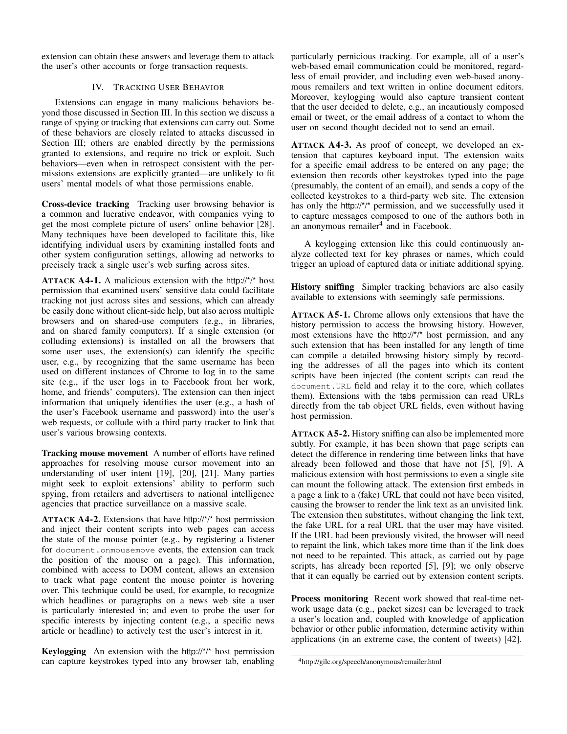extension can obtain these answers and leverage them to attack the user's other accounts or forge transaction requests.

## IV. Tracking User Behavior

Extensions can engage in many malicious behaviors beyond those discussed in Section III. In this section we discuss a range of spying or tracking that extensions can carry out. Some of these behaviors are closely related to attacks discussed in Section III; others are enabled directly by the permissions granted to extensions, and require no trick or exploit. Such behaviors—even when in retrospect consistent with the permissions extensions are explicitly granted—are unlikely to fit users' mental models of what those permissions enable.

**Cross-device tracking** Tracking user browsing behavior is a common and lucrative endeavor, with companies vying to get the most complete picture of users' online behavior [28]. Many techniques have been developed to facilitate this, like identifying individual users by examining installed fonts and other system configuration settings, allowing ad networks to precisely track a single user's web surfing across sites.

**Attack A4-1.** A malicious extension with the http://*/* host permission that examined users' sensitive data could facilitate tracking not just across sites and sessions, which can already be easily done without client-side help, but also across multiple browsers and on shared-use computers (e.g., in libraries, and on shared family computers). If a single extension (or colluding extensions) is installed on all the browsers that some user uses, the extension(s) can identify the specific user, e.g., by recognizing that the same username has been used on different instances of Chrome to log in to the same site (e.g., if the user logs in to Facebook from her work, home, and friends' computers). The extension can then inject information that uniquely identifies the user (e.g., a hash of the user's Facebook username and password) into the user's web requests, or collude with a third party tracker to link that user's various browsing contexts.

**Tracking mouse movement** A number of efforts have refined approaches for resolving mouse cursor movement into an understanding of user intent [19], [20], [21]. Many parties might seek to exploit extensions' ability to perform such spying, from retailers and advertisers to national intelligence agencies that practice surveillance on a massive scale.

**Attack A4-2.** Extensions that have http://*/* host permission and inject their content scripts into web pages can access the state of the mouse pointer (e.g., by registering a listener for `document.onmousemove` events, the extension can track the position of the mouse on a page). This information, combined with access to DOM content, allows an extension to track what page content the mouse pointer is hovering over. This technique could be used, for example, to recognize which headlines or paragraphs on a news web site a user is particularly interested in; and even to probe the user for specific interests by injecting content (e.g., a specific news article or headline) to actively test the user's interest in it.

**Keylogging** An extension with the http://*/* host permission can capture keystrokes typed into any browser tab, enabling particularly pernicious tracking. For example, all of a user's web-based email communication could be monitored, regardless of email provider, and including even web-based anonymous remailers and text written in online document editors. Moreover, keylogging would also capture transient content that the user decided to delete, e.g., an incautiously composed email or tweet, or the email address of a contact to whom the user on second thought decided not to send an email.

**Attack A4-3.** As proof of concept, we developed an extension that captures keyboard input. The extension waits for a specific email address to be entered on any page; the extension then records other keystrokes typed into the page (presumably, the content of an email), and sends a copy of the collected keystrokes to a third-party web site. The extension has only the http://*/* permission, and we successfully used it to capture messages composed to one of the authors both in an anonymous remailer[4] and in Facebook.

A keylogging extension like this could continuously analyze collected text for key phrases or names, which could trigger an upload of captured data or initiate additional spying.

**History sniffing** Simpler tracking behaviors are also easily available to extensions with seemingly safe permissions.

**Attack A5-1.** Chrome allows only extensions that have the history permission to access the browsing history. However, most extensions have the http://*/* host permission, and any such extension that has been installed for any length of time can compile a detailed browsing history simply by recording the addresses of all the pages into which its content scripts have been injected (the content scripts can read the `document.URL` field and relay it to the core, which collates them). Extensions with the tabs permission can read URLs directly from the tab object URL fields, even without having host permission.

**Attack A5-2.** History sniffing can also be implemented more subtly. For example, it has been shown that page scripts can detect the difference in rendering time between links that have already been followed and those that have not [5], [9]. A malicious extension with host permissions to even a single site can mount the following attack. The extension first embeds in a page a link to a (fake) URL that could not have been visited, causing the browser to render the link text as an unvisited link. The extension then substitutes, without changing the link text, the fake URL for a real URL that the user may have visited. If the URL had been previously visited, the browser will need to repaint the link, which takes more time than if the link does not need to be repainted. This attack, as carried out by page scripts, has already been reported [5], [9]; we only observe that it can equally be carried out by extension content scripts.

**Process monitoring** Recent work showed that real-time network usage data (e.g., packet sizes) can be leveraged to track a user's location and, coupled with knowledge of application behavior or other public information, determine activity within applications (in an extreme case, the content of tweets) [42].

[4] http://gilc.org/speech/anonymous/remailer.html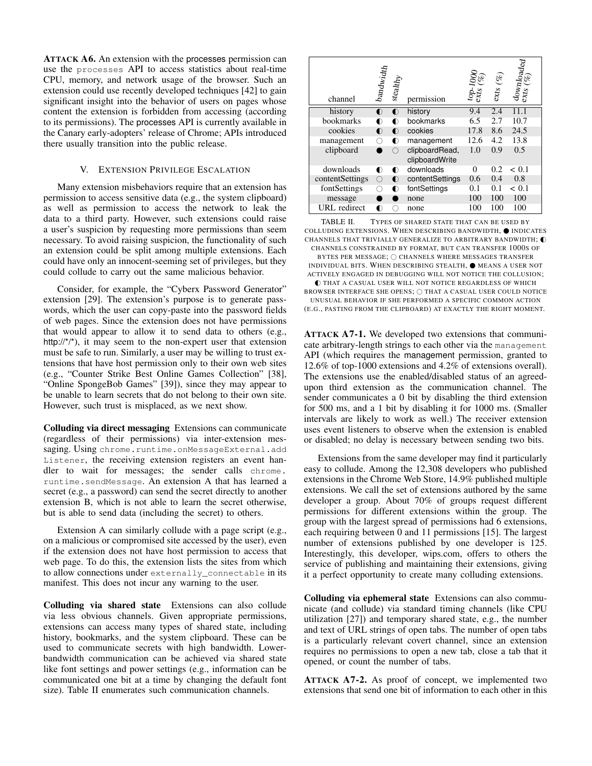**ATTACK A6.** An extension with the processes permission can use the `processes` API to access statistics about real-time CPU, memory, and network usage of the browser. Such an extension could use recently developed techniques [42] to gain significant insight into the behavior of users on pages whose content the extension is forbidden from accessing (according to its permissions). The processes API is currently available in the Canary early-adopters' release of Chrome; APIs introduced there usually transition into the public release.

## V. Extension Privilege Escalation

Many extension misbehaviors require that an extension has permission to access sensitive data (e.g., the system clipboard) as well as permission to access the network to leak the data to a third party. However, such extensions could raise a user's suspicion by requesting more permissions than seem necessary. To avoid raising suspicion, the functionality of such an extension could be split among multiple extensions. Each could have only an innocent-seeming set of privileges, but they could collude to carry out the same malicious behavior.

Consider, for example, the "Cyberx Password Generator" extension [29]. The extension's purpose is to generate passwords, which the user can copy-paste into the password fields of web pages. Since the extension does not have permissions that would appear to allow it to send data to others (e.g., http://*/*), it may seem to the non-expert user that extension must be safe to run. Similarly, a user may be willing to trust extensions that have host permission only to their own web sites (e.g., "Counter Strike Best Online Games Collection" [38], "Online SpongeBob Games" [39]), since they may appear to be unable to learn secrets that do not belong to their own site. However, such trust is misplaced, as we next show.

**Colluding via direct messaging** Extensions can communicate (regardless of their permissions) via inter-extension messaging. Using `chrome.runtime.onMessageExternal.addListener`, the receiving extension registers an event handler to wait for messages; the sender calls `chrome.runtime.sendMessage`. An extension A that has learned a secret (e.g., a password) can send the secret directly to another extension B, which is not able to learn the secret otherwise, but is able to send data (including the secret) to others.

Extension A can similarly collude with a page script (e.g., on a malicious or compromised site accessed by the user), even if the extension does not have host permission to access that web page. To do this, the extension lists the sites from which to allow connections under `externally_connectable` in its manifest. This does not incur any warning to the user.

**Colluding via shared state** Extensions can also collude via less obvious channels. Given appropriate permissions, extensions can access many types of shared state, including history, bookmarks, and the system clipboard. These can be used to communicate secrets with high bandwidth. Lower-bandwidth communication can be achieved via shared state like font settings and power settings (e.g., information can be communicated one bit at a time by changing the default font size). Table II enumerates such communication channels.

| channel | *bandwidth* | *stealthy* | permission | *top-1000 exts (%)* | *exts (%)* | *downloaded exts (%)* |
|---|---|---|---|---|---|---|
| history | ◐ | ◐ | history | 9.4 | 2.4 | 11.1 |
| bookmarks | ◐ | ◐ | bookmarks | 6.5 | 2.7 | 10.7 |
| cookies | ◐ | ◐ | cookies | 17.8 | 8.6 | 24.5 |
| management | ○ | ◐ | management | 12.6 | 4.2 | 13.8 |
| clipboard | ● | ○ | clipboardRead, clipboardWrite | 1.0 | 0.9 | 0.5 |
| downloads | ◐ | ◐ | downloads | 0 | 0.2 | < 0.1 |
| contentSettings | ○ | ◐ | contentSettings | 0.6 | 0.4 | 0.8 |
| fontSettings | ○ | ◐ | fontSettings | 0.1 | 0.1 | < 0.1 |
| message | ● | ● | none | 100 | 100 | 100 |
| URL redirect | ◐ | ○ | none | 100 | 100 | 100 |

TABLE II. Types of shared state that can be used by colluding extensions. When describing bandwidth, ● indicates channels that trivially generalize to arbitrary bandwidth; ◐ channels constrained by format, but can transfer 1000s of bytes per message; ○ channels where messages transfer individual bits. When describing stealth, ● means a user not actively engaged in debugging will not notice the collusion; ◐ that a casual user will not notice regardless of which browser interface she opens; ○ that a casual user could notice unusual behavior if she performed a specific common action (e.g., pasting from the clipboard) at exactly the right moment.

**ATTACK A7-1.** We developed two extensions that communicate arbitrary-length strings to each other via the `management` API (which requires the management permission, granted to 12.6% of top-1000 extensions and 4.2% of extensions overall). The extensions use the enabled/disabled status of an agreed-upon third extension as the communication channel. The sender communicates a 0 bit by disabling the third extension for 500 ms, and a 1 bit by disabling it for 1000 ms. (Smaller intervals are likely to work as well.) The receiver extension uses event listeners to observe when the extension is enabled or disabled; no delay is necessary between sending two bits.

Extensions from the same developer may find it particularly easy to collude. Among the 12,308 developers who published extensions in the Chrome Web Store, 14.9% published multiple extensions. We call the set of extensions authored by the same developer a group. About 70% of groups request different permissions for different extensions within the group. The group with the largest spread of permissions had 6 extensions, each requiring between 0 and 11 permissions [15]. The largest number of extensions published by one developer is 125. Interestingly, this developer, wips.com, offers to others the service of publishing and maintaining their extensions, giving it a perfect opportunity to create many colluding extensions.

**Colluding via ephemeral state** Extensions can also communicate (and collude) via standard timing channels (like CPU utilization [27]) and temporary shared state, e.g., the number and text of URL strings of open tabs. The number of open tabs is a particularly relevant covert channel, since an extension requires no permissions to open a new tab, close a tab that it opened, or count the number of tabs.

**ATTACK A7-2.** As proof of concept, we implemented two extensions that send one bit of information to each other in this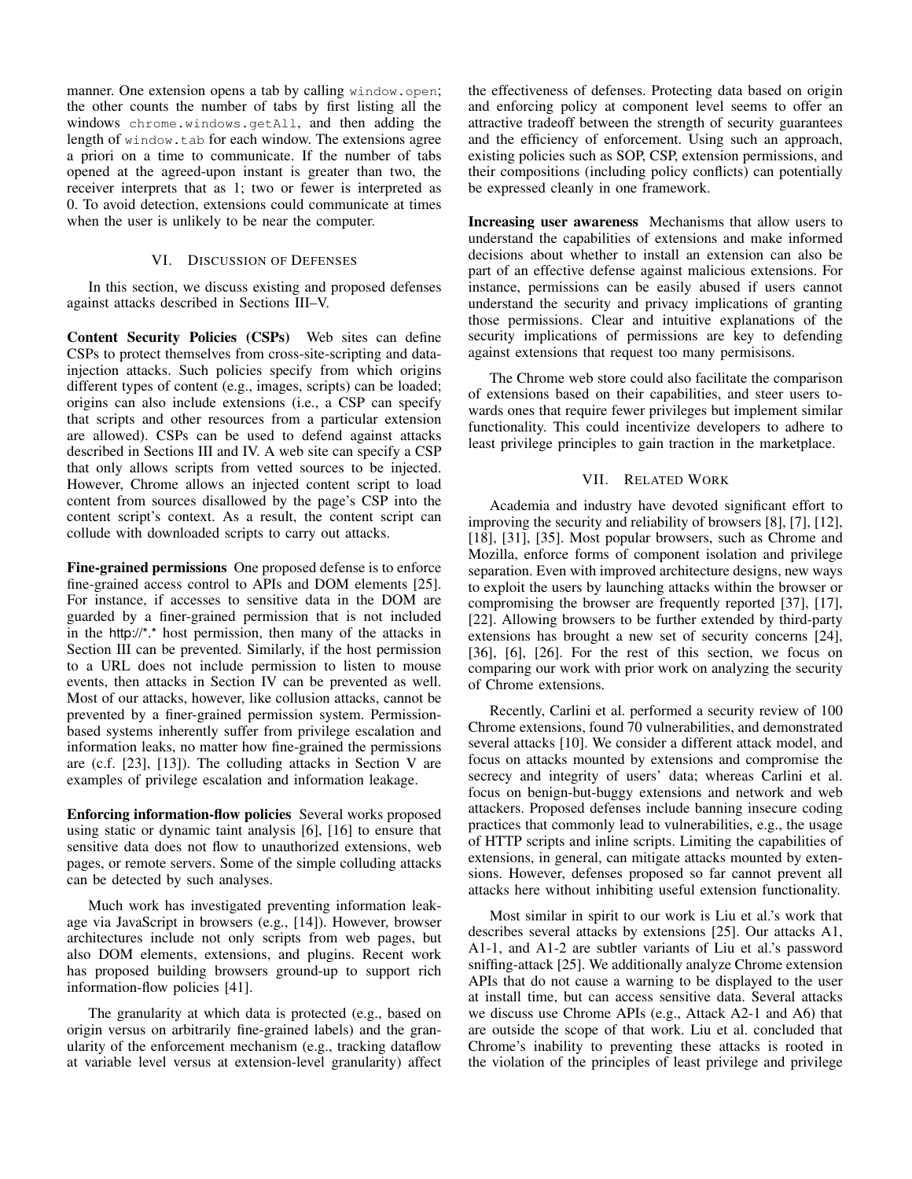manner. One extension opens a tab by calling `window.open`; the other counts the number of tabs by first listing all the windows `chrome.windows.getAll`, and then adding the length of `window.tab` for each window. The extensions agree a priori on a time to communicate. If the number of tabs opened at the agreed-upon instant is greater than two, the receiver interprets that as 1; two or fewer is interpreted as 0. To avoid detection, extensions could communicate at times when the user is unlikely to be near the computer.

## VI. Discussion of Defenses

In this section, we discuss existing and proposed defenses against attacks described in Sections III–V.

**Content Security Policies (CSPs)** Web sites can define CSPs to protect themselves from cross-site-scripting and data-injection attacks. Such policies specify from which origins different types of content (e.g., images, scripts) can be loaded; origins can also include extensions (i.e., a CSP can specify that scripts and other resources from a particular extension are allowed). CSPs can be used to defend against attacks described in Sections III and IV. A web site can specify a CSP that only allows scripts from vetted sources to be injected. However, Chrome allows an injected content script to load content from sources disallowed by the page's CSP into the content script's context. As a result, the content script can collude with downloaded scripts to carry out attacks.

**Fine-grained permissions** One proposed defense is to enforce fine-grained access control to APIs and DOM elements [25]. For instance, if accesses to sensitive data in the DOM are guarded by a finer-grained permission that is not included in the http://*.* host permission, then many of the attacks in Section III can be prevented. Similarly, if the host permission to a URL does not include permission to listen to mouse events, then attacks in Section IV can be prevented as well. Most of our attacks, however, like collusion attacks, cannot be prevented by a finer-grained permission system. Permission-based systems inherently suffer from privilege escalation and information leaks, no matter how fine-grained the permissions are (c.f. [23], [13]). The colluding attacks in Section V are examples of privilege escalation and information leakage.

**Enforcing information-flow policies** Several works proposed using static or dynamic taint analysis [6], [16] to ensure that sensitive data does not flow to unauthorized extensions, web pages, or remote servers. Some of the simple colluding attacks can be detected by such analyses.

Much work has investigated preventing information leakage via JavaScript in browsers (e.g., [14]). However, browser architectures include not only scripts from web pages, but also DOM elements, extensions, and plugins. Recent work has proposed building browsers ground-up to support rich information-flow policies [41].

The granularity at which data is protected (e.g., based on origin versus on arbitrarily fine-grained labels) and the granularity of the enforcement mechanism (e.g., tracking dataflow at variable level versus at extension-level granularity) affect the effectiveness of defenses. Protecting data based on origin and enforcing policy at component level seems to offer an attractive tradeoff between the strength of security guarantees and the efficiency of enforcement. Using such an approach, existing policies such as SOP, CSP, extension permissions, and their compositions (including policy conflicts) can potentially be expressed cleanly in one framework.

**Increasing user awareness** Mechanisms that allow users to understand the capabilities of extensions and make informed decisions about whether to install an extension can also be part of an effective defense against malicious extensions. For instance, permissions can be easily abused if users cannot understand the security and privacy implications of granting those permissions. Clear and intuitive explanations of the security implications of permissions are key to defending against extensions that request too many permisisons.

The Chrome web store could also facilitate the comparison of extensions based on their capabilities, and steer users towards ones that require fewer privileges but implement similar functionality. This could incentivize developers to adhere to least privilege principles to gain traction in the marketplace.

## VII. Related Work

Academia and industry have devoted significant effort to improving the security and reliability of browsers [8], [7], [12], [18], [31], [35]. Most popular browsers, such as Chrome and Mozilla, enforce forms of component isolation and privilege separation. Even with improved architecture designs, new ways to exploit the users by launching attacks within the browser or compromising the browser are frequently reported [37], [17], [22]. Allowing browsers to be further extended by third-party extensions has brought a new set of security concerns [24], [36], [6], [26]. For the rest of this section, we focus on comparing our work with prior work on analyzing the security of Chrome extensions.

Recently, Carlini et al. performed a security review of 100 Chrome extensions, found 70 vulnerabilities, and demonstrated several attacks [10]. We consider a different attack model, and focus on attacks mounted by extensions and compromise the secrecy and integrity of users' data; whereas Carlini et al. focus on benign-but-buggy extensions and network and web attackers. Proposed defenses include banning insecure coding practices that commonly lead to vulnerabilities, e.g., the usage of HTTP scripts and inline scripts. Limiting the capabilities of extensions, in general, can mitigate attacks mounted by extensions. However, defenses proposed so far cannot prevent all attacks here without inhibiting useful extension functionality.

Most similar in spirit to our work is Liu et al.'s work that describes several attacks by extensions [25]. Our attacks A1, A1-1, and A1-2 are subtler variants of Liu et al.'s password sniffing-attack [25]. We additionally analyze Chrome extension APIs that do not cause a warning to be displayed to the user at install time, but can access sensitive data. Several attacks we discuss use Chrome APIs (e.g., Attack A2-1 and A6) that are outside the scope of that work. Liu et al. concluded that Chrome's inability to preventing these attacks is rooted in the violation of the principles of least privilege and privilege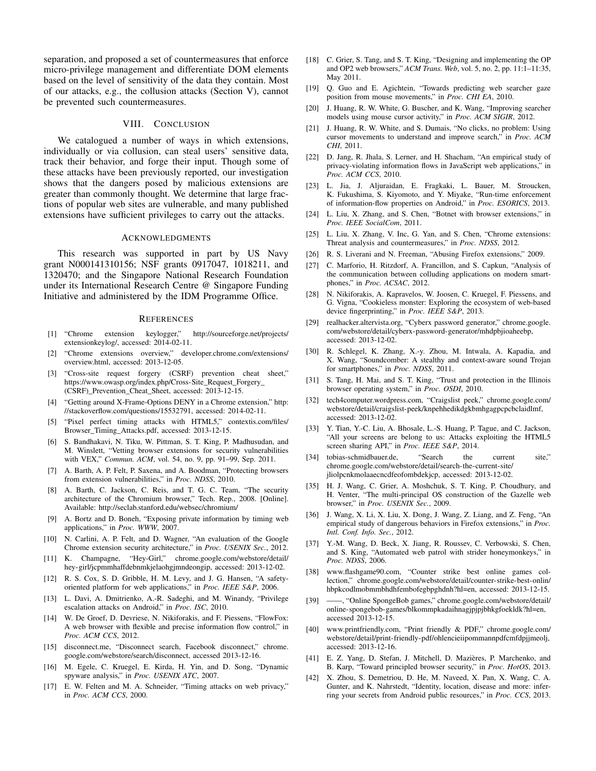separation, and proposed a set of countermeasures that enforce micro-privilege management and differentiate DOM elements based on the level of sensitivity of the data they contain. Most of our attacks, e.g., the collusion attacks (Section V), cannot be prevented such countermeasures.

## VIII. Conclusion

We catalogued a number of ways in which extensions, individually or via collusion, can steal users' sensitive data, track their behavior, and forge their input. Though some of these attacks have been previously reported, our investigation shows that the dangers posed by malicious extensions are greater than commonly thought. We determine that large fractions of popular web sites are vulnerable, and many published extensions have sufficient privileges to carry out the attacks.

## Acknowledgments

This research was supported in part by US Navy grant N000141310156; NSF grants 0917047, 1018211, and 1320470; and the Singapore National Research Foundation under its International Research Centre @ Singapore Funding Initiative and administered by the IDM Programme Office.

## References

[1] "Chrome extension keylogger," http://sourceforge.net/projects/extensionkeylog/, accessed: 2014-02-11.

[2] "Chrome extensions overview," developer.chrome.com/extensions/overview.html, accessed: 2013-12-05.

[3] "Cross-site request forgery (CSRF) prevention cheat sheet," https://www.owasp.org/index.php/Cross-Site_Request_Forgery_(CSRF)_Prevention_Cheat_Sheet, accessed: 2013-12-15.

[4] "Getting around X-Frame-Options DENY in a Chrome extension," http://stackoverflow.com/questions/15532791, accessed: 2014-02-11.

[5] "Pixel perfect timing attacks with HTML5," contextis.com/files/Browser_Timing_Attacks.pdf, accessed: 2013-12-15.

[6] S. Bandhakavi, N. Tiku, W. Pittman, S. T. King, P. Madhusudan, and M. Winslett, "Vetting browser extensions for security vulnerabilities with VEX," *Commun. ACM*, vol. 54, no. 9, pp. 91–99, Sep. 2011.

[7] A. Barth, A. P. Felt, P. Saxena, and A. Boodman, "Protecting browsers from extension vulnerabilities," in *Proc. NDSS*, 2010.

[8] A. Barth, C. Jackson, C. Reis, and T. G. C. Team, "The security architecture of the Chromium browser," Tech. Rep., 2008. [Online]. Available: http://seclab.stanford.edu/websec/chromium/

[9] A. Bortz and D. Boneh, "Exposing private information by timing web applications," in *Proc. WWW*, 2007.

[10] N. Carlini, A. P. Felt, and D. Wagner, "An evaluation of the Google Chrome extension security architecture," in *Proc. USENIX Sec.*, 2012.

[11] K. Champagne, "Hey-Girl," chrome.google.com/webstore/detail/hey-girl/jcpmmhaffdebnmkjelaohgjmndeongip, accessed: 2013-12-02.

[12] R. S. Cox, S. D. Gribble, H. M. Levy, and J. G. Hansen, "A safety-oriented platform for web applications," in *Proc. IEEE S&P*, 2006.

[13] L. Davi, A. Dmitrienko, A.-R. Sadeghi, and M. Winandy, "Privilege escalation attacks on Android," in *Proc. ISC*, 2010.

[14] W. De Groef, D. Devriese, N. Nikiforakis, and F. Piessens, "FlowFox: A web browser with flexible and precise information flow control," in *Proc. ACM CCS*, 2012.

[15] disconnect.me, "Disconnect search, Facebook disconnect," chrome.google.com/webstore/search/disconnect, accessed 2013-12-16.

[16] M. Egele, C. Kruegel, E. Kirda, H. Yin, and D. Song, "Dynamic spyware analysis," in *Proc. USENIX ATC*, 2007.

[17] E. W. Felten and M. A. Schneider, "Timing attacks on web privacy," in *Proc. ACM CCS*, 2000.

[18] C. Grier, S. Tang, and S. T. King, "Designing and implementing the OP and OP2 web browsers," *ACM Trans. Web*, vol. 5, no. 2, pp. 11:1–11:35, May 2011.

[19] Q. Guo and E. Agichtein, "Towards predicting web searcher gaze position from mouse movements," in *Proc. CHI EA*, 2010.

[20] J. Huang, R. W. White, G. Buscher, and K. Wang, "Improving searcher models using mouse cursor activity," in *Proc. ACM SIGIR*, 2012.

[21] J. Huang, R. W. White, and S. Dumais, "No clicks, no problem: Using cursor movements to understand and improve search," in *Proc. ACM CHI*, 2011.

[22] D. Jang, R. Jhala, S. Lerner, and H. Shacham, "An empirical study of privacy-violating information flows in JavaScript web applications," in *Proc. ACM CCS*, 2010.

[23] L. Jia, J. Aljuraidan, E. Fragkaki, L. Bauer, M. Stroucken, K. Fukushima, S. Kiyomoto, and Y. Miyake, "Run-time enforcement of information-flow properties on Android," in *Proc. ESORICS*, 2013.

[24] L. Liu, X. Zhang, and S. Chen, "Botnet with browser extensions," in *Proc. IEEE SocialCom*, 2011.

[25] L. Liu, X. Zhang, V. Inc, G. Yan, and S. Chen, "Chrome extensions: Threat analysis and countermeasures," in *Proc. NDSS*, 2012.

[26] R. S. Liverani and N. Freeman, "Abusing Firefox extensions," 2009.

[27] C. Marforio, H. Ritzdorf, A. Francillon, and S. Capkun, "Analysis of the communication between colluding applications on modern smartphones," in *Proc. ACSAC*, 2012.

[28] N. Nikiforakis, A. Kapravelos, W. Joosen, C. Kruegel, F. Piessens, and G. Vigna, "Cookieless monster: Exploring the ecosystem of web-based device fingerprinting," in *Proc. IEEE S&P*, 2013.

[29] realhacker.altervista.org, "Cyberx password generator," chrome.google.com/webstore/detail/cyberx-password-generator/mhdpbjioaheebp, accessed: 2013-12-02.

[30] R. Schlegel, K. Zhang, X.-y. Zhou, M. Intwala, A. Kapadia, and X. Wang, "Soundcomber: A stealthy and context-aware sound Trojan for smartphones," in *Proc. NDSS*, 2011.

[31] S. Tang, H. Mai, and S. T. King, "Trust and protection in the Illinois browser operating system," in *Proc. OSDI*, 2010.

[32] tech4computer.wordpress.com, "Craigslist peek," chrome.google.com/webstore/detail/craigslist-peek/knpehhedikdgkbmhgagpcpcbclaidlmf, accessed: 2013-12-02.

[33] Y. Tian, Y.-C. Liu, A. Bhosale, L.-S. Huang, P. Tague, and C. Jackson, "All your screens are belong to us: Attacks exploiting the HTML5 screen sharing API," in *Proc. IEEE S&P*, 2014.

[34] tobias-schmidbauer.de, "Search the current site," chrome.google.com/webstore/detail/search-the-current-site/jliolpcnkmolaaecncdfeofombdekjcp, accessed: 2013-12-02.

[35] H. J. Wang, C. Grier, A. Moshchuk, S. T. King, P. Choudhury, and H. Venter, "The multi-principal OS construction of the Gazelle web browser," in *Proc. USENIX Sec.*, 2009.

[36] J. Wang, X. Li, X. Liu, X. Dong, J. Wang, Z. Liang, and Z. Feng, "An empirical study of dangerous behaviors in Firefox extensions," in *Proc. Intl. Conf. Info. Sec.*, 2012.

[37] Y.-M. Wang, D. Beck, X. Jiang, R. Roussev, C. Verbowski, S. Chen, and S. King, "Automated web patrol with strider honeymonkeys," in *Proc. NDSS*, 2006.

[38] www.flashgame90.com, "Counter strike best online games collection," chrome.google.com/webstore/detail/counter-strike-best-onlin/hbpkcodlmobmmbhdhfembofegbpghdnh?hl=en, accessed: 2013-12-15.

[39] ——, "Online SpongeBob games," chrome.google.com/webstore/detail/online-spongebob-games/blkommpkadaihnagjpjpjbhkgfoekldk?hl=en, accessed 2013-12-15.

[40] www.printfriendly.com, "Print friendly & PDF," chrome.google.com/webstore/detail/print-friendly-pdf/ohlencieiipommannpdfcmfdpjjmeolj, accessed: 2013-12-16.

[41] E. Z. Yang, D. Stefan, J. Mitchell, D. Mazières, P. Marchenko, and B. Karp, "Toward principled browser security," in *Proc. HotOS*, 2013.

[42] X. Zhou, S. Demetriou, D. He, M. Naveed, X. Pan, X. Wang, C. A. Gunter, and K. Nahrstedt, "Identity, location, disease and more: inferring your secrets from Android public resources," in *Proc. CCS*, 2013.